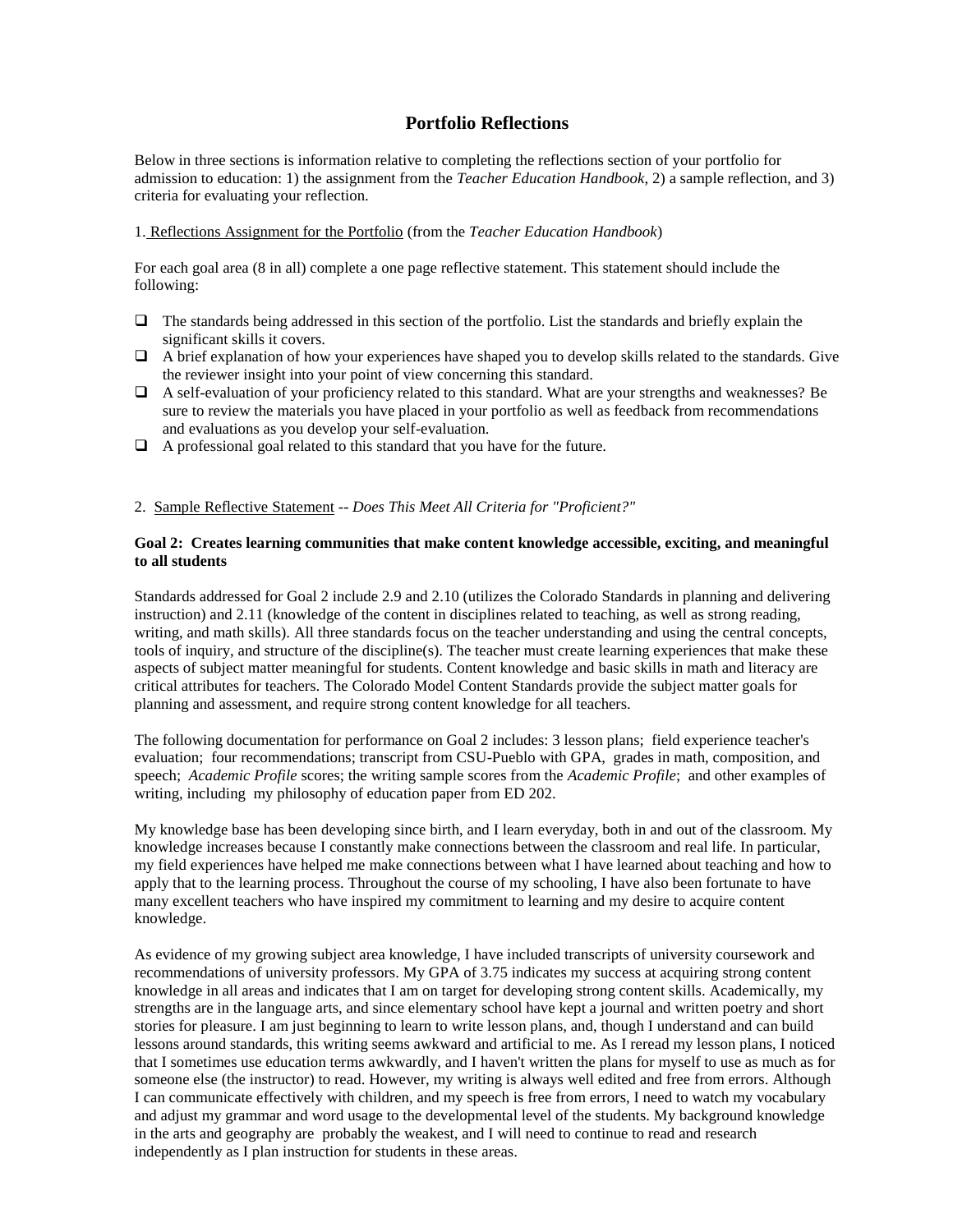# Portfolio Reflections

Below in three sections is information relative to completing the reflections section of your portfolio for admission to education: 1) the assignment from the *Teacher Education Handbook*, 2) a sample reflection, and 3) criteria for evaluating your reflection.

1. <u>Reflections Assignment for the Portfolio</u> (from the *Teacher Education Handbook*)

For each goal area (8 in all) complete a one page reflective statement. This statement should include the following:

- ❑ The standards being addressed in this section of the portfolio. List the standards and briefly explain the significant skills it covers.
- ❑ A brief explanation of how your experiences have shaped you to develop skills related to the standards. Give the reviewer insight into your point of view concerning this standard.
- ❑ A self-evaluation of your proficiency related to this standard. What are your strengths and weaknesses? Be sure to review the materials you have placed in your portfolio as well as feedback from recommendations and evaluations as you develop your self-evaluation.
- ❑ A professional goal related to this standard that you have for the future.

2. <u>Sample Reflective Statement</u> -- *Does This Meet All Criteria for "Proficient?"*

**Goal 2: Creates learning communities that make content knowledge accessible, exciting, and meaningful to all students**

Standards addressed for Goal 2 include 2.9 and 2.10 (utilizes the Colorado Standards in planning and delivering instruction) and 2.11 (knowledge of the content in disciplines related to teaching, as well as strong reading, writing, and math skills). All three standards focus on the teacher understanding and using the central concepts, tools of inquiry, and structure of the discipline(s). The teacher must create learning experiences that make these aspects of subject matter meaningful for students. Content knowledge and basic skills in math and literacy are critical attributes for teachers. The Colorado Model Content Standards provide the subject matter goals for planning and assessment, and require strong content knowledge for all teachers.

The following documentation for performance on Goal 2 includes: 3 lesson plans; field experience teacher's evaluation; four recommendations; transcript from CSU-Pueblo with GPA, grades in math, composition, and speech; *Academic Profile* scores; the writing sample scores from the *Academic Profile*; and other examples of writing, including my philosophy of education paper from ED 202.

My knowledge base has been developing since birth, and I learn everyday, both in and out of the classroom. My knowledge increases because I constantly make connections between the classroom and real life. In particular, my field experiences have helped me make connections between what I have learned about teaching and how to apply that to the learning process. Throughout the course of my schooling, I have also been fortunate to have many excellent teachers who have inspired my commitment to learning and my desire to acquire content knowledge.

As evidence of my growing subject area knowledge, I have included transcripts of university coursework and recommendations of university professors. My GPA of 3.75 indicates my success at acquiring strong content knowledge in all areas and indicates that I am on target for developing strong content skills. Academically, my strengths are in the language arts, and since elementary school have kept a journal and written poetry and short stories for pleasure. I am just beginning to learn to write lesson plans, and, though I understand and can build lessons around standards, this writing seems awkward and artificial to me. As I reread my lesson plans, I noticed that I sometimes use education terms awkwardly, and I haven't written the plans for myself to use as much as for someone else (the instructor) to read. However, my writing is always well edited and free from errors. Although I can communicate effectively with children, and my speech is free from errors, I need to watch my vocabulary and adjust my grammar and word usage to the developmental level of the students. My background knowledge in the arts and geography are probably the weakest, and I will need to continue to read and research independently as I plan instruction for students in these areas.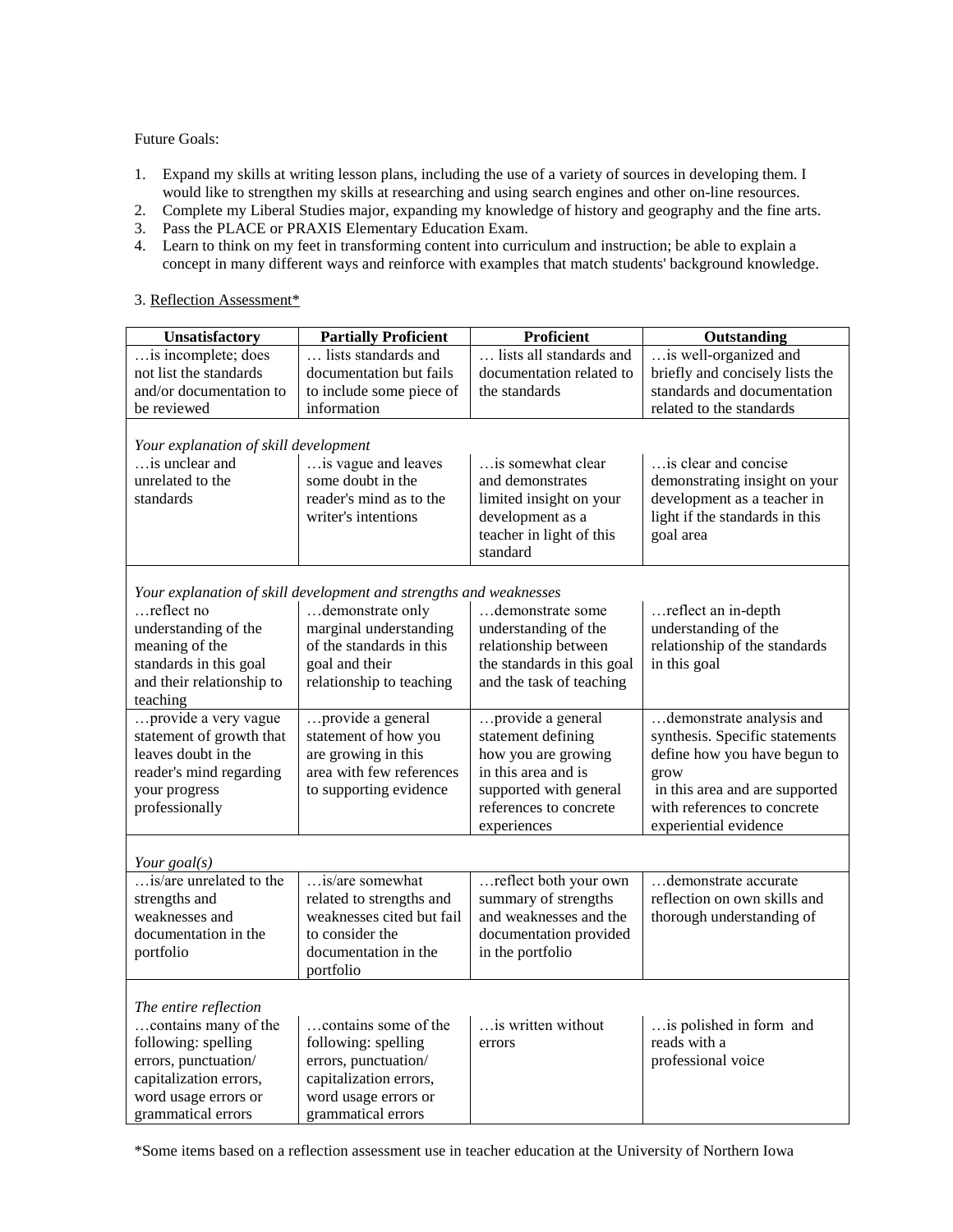Future Goals:

1. Expand my skills at writing lesson plans, including the use of a variety of sources in developing them. I would like to strengthen my skills at researching and using search engines and other on-line resources.
2. Complete my Liberal Studies major, expanding my knowledge of history and geography and the fine arts.
3. Pass the PLACE or PRAXIS Elementary Education Exam.
4. Learn to think on my feet in transforming content into curriculum and instruction; be able to explain a concept in many different ways and reinforce with examples that match students' background knowledge.

3. <u>Reflection Assessment*</u>

| Unsatisfactory | Partially Proficient | Proficient | Outstanding |
|---|---|---|---|
| …is incomplete; does not list the standards and/or documentation to be reviewed | … lists standards and documentation but fails to include some piece of information | … lists all standards and documentation related to the standards | …is well-organized and briefly and concisely lists the standards and documentation related to the standards |
| *Your explanation of skill development* | | | |
| …is unclear and unrelated to the standards | …is vague and leaves some doubt in the reader's mind as to the writer's intentions | …is somewhat clear and demonstrates limited insight on your development as a teacher in light of this standard | …is clear and concise demonstrating insight on your development as a teacher in light if the standards in this goal area |
| *Your explanation of skill development and strengths and weaknesses* | | | |
| …reflect no understanding of the meaning of the standards in this goal and their relationship to teaching | …demonstrate only marginal understanding of the standards in this goal and their relationship to teaching | …demonstrate some understanding of the relationship between the standards in this goal and the task of teaching | …reflect an in-depth understanding of the relationship of the standards in this goal |
| …provide a very vague statement of growth that leaves doubt in the reader's mind regarding your progress professionally | …provide a general statement of how you are growing in this area with few references to supporting evidence | …provide a general statement defining how you are growing in this area and is supported with general references to concrete experiences | …demonstrate analysis and synthesis. Specific statements define how you have begun to grow in this area and are supported with references to concrete experiential evidence |
| *Your goal(s)* | | | |
| …is/are unrelated to the strengths and weaknesses and documentation in the portfolio | …is/are somewhat related to strengths and weaknesses cited but fail to consider the documentation in the portfolio | …reflect both your own summary of strengths and weaknesses and the documentation provided in the portfolio | …demonstrate accurate reflection on own skills and thorough understanding of |
| *The entire reflection* | | | |
| …contains many of the following: spelling errors, punctuation/ capitalization errors, word usage errors or grammatical errors | …contains some of the following: spelling errors, punctuation/ capitalization errors, word usage errors or grammatical errors | …is written without errors | …is polished in form and reads with a professional voice |

*Some items based on a reflection assessment use in teacher education at the University of Northern Iowa